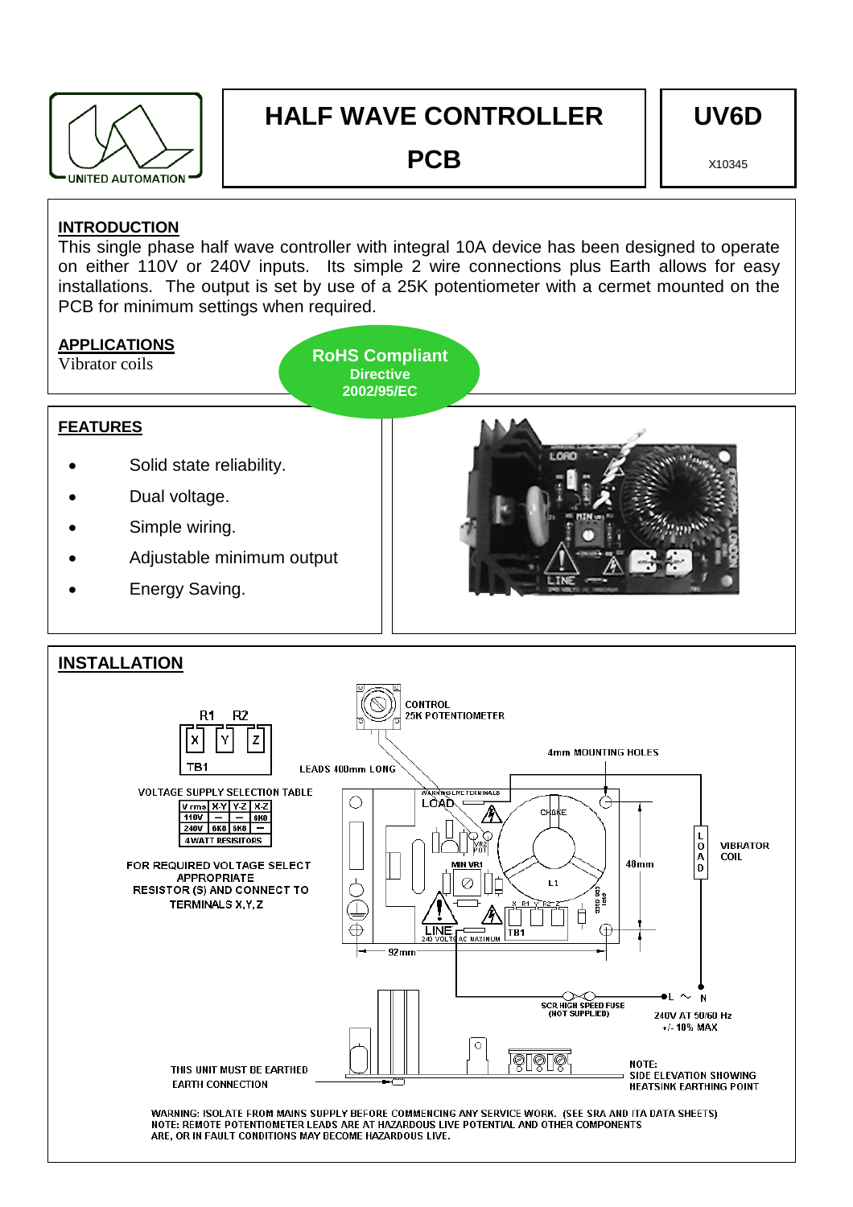UNITED AUTOMATION

# HALF WAVE CONTROLLER PCB

# UV6D

X10345

## INTRODUCTION

This single phase half wave controller with integral 10A device has been designed to operate on either 110V or 240V inputs. Its simple 2 wire connections plus Earth allows for easy installations. The output is set by use of a 25K potentiometer with a cermet mounted on the PCB for minimum settings when required.

## APPLICATIONS

Vibrator coils

**RoHS Compliant**
**Directive 2002/95/EC**

## FEATURES

- Solid state reliability.
- Dual voltage.
- Simple wiring.
- Adjustable minimum output
- Energy Saving.

## INSTALLATION

R1 R2

X Y Z

TB1

VOLTAGE SUPPLY SELECTION TABLE

| V rms | X-Y | Y-Z | X-Z |
|---|---|---|---|
| 110V | — | — | 6K8 |
| 240V | 6K8 | 6K8 | — |

4WATT RESISTORS

FOR REQUIRED VOLTAGE SELECT APPROPRIATE RESISTOR (S) AND CONNECT TO TERMINALS X,Y,Z

CONTROL 25K POTENTIOMETER

LEADS 400mm LONG

4mm MOUNTING HOLES

WARNING LIVE TERMINALS

LOAD

CHOKE

VR2 POT

MIN VR1

L1

48mm

92mm

LINE 240 VOLTS AC MAXIMUM

TB1

X R1 Y R2 Z

LOAD

VIBRATOR COIL

SCR HIGH SPEED FUSE (NOT SUPPLIED)

L ~ N

240V AT 50/60 Hz +/- 10% MAX

THIS UNIT MUST BE EARTHED

EARTH CONNECTION

NOTE: SIDE ELEVATION SHOWING HEATSINK EARTHING POINT

WARNING: ISOLATE FROM MAINS SUPPLY BEFORE COMMENCING ANY SERVICE WORK. (SEE SRA AND ITA DATA SHEETS)
NOTE: REMOTE POTENTIOMETER LEADS ARE AT HAZARDOUS LIVE POTENTIAL AND OTHER COMPONENTS ARE, OR IN FAULT CONDITIONS MAY BECOME HAZARDOUS LIVE.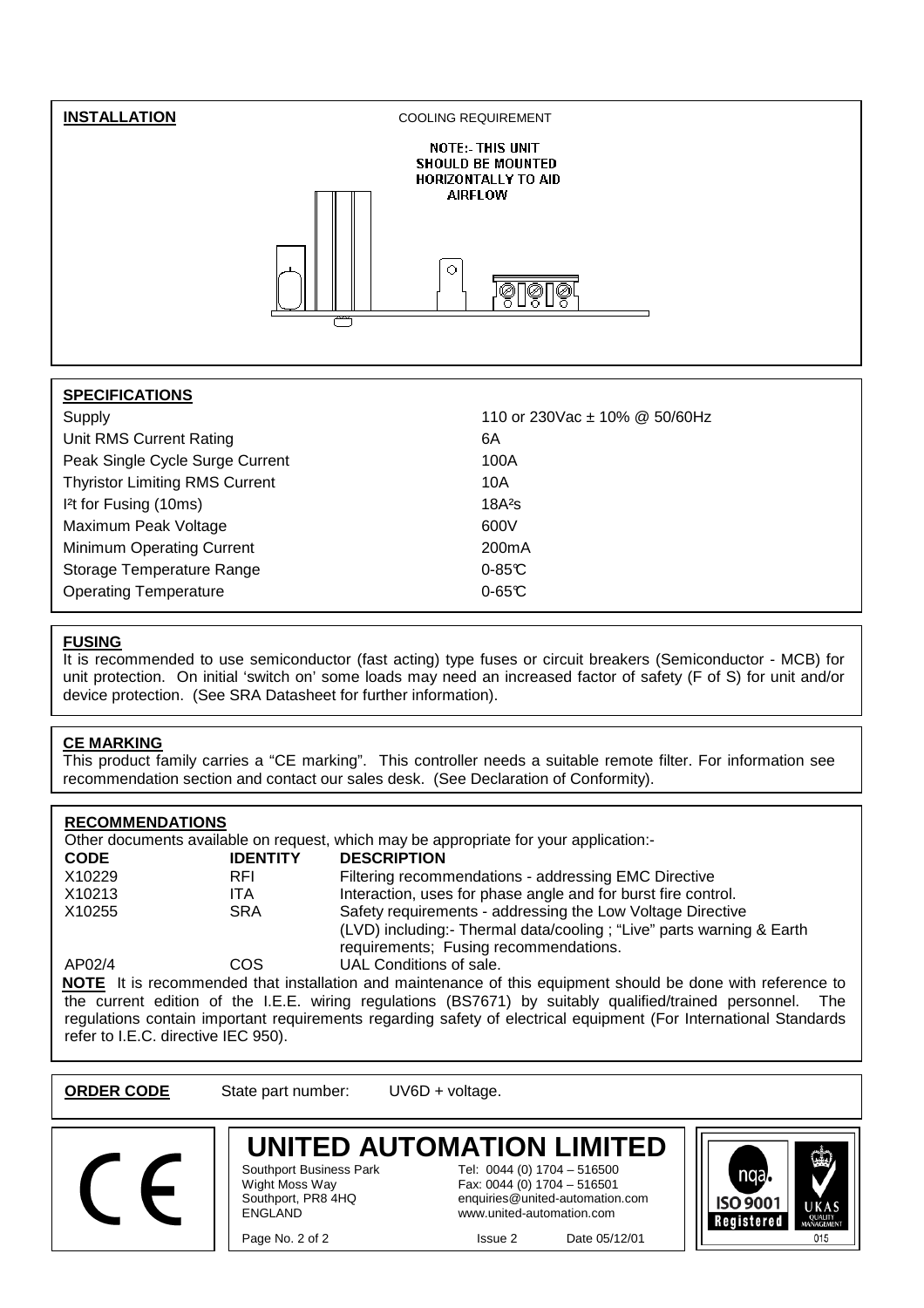## INSTALLATION

COOLING REQUIREMENT

NOTE:- THIS UNIT SHOULD BE MOUNTED HORIZONTALLY TO AID AIRFLOW

## SPECIFICATIONS

| | |
|---|---|
| Supply | 110 or 230Vac ± 10% @ 50/60Hz |
| Unit RMS Current Rating | 6A |
| Peak Single Cycle Surge Current | 100A |
| Thyristor Limiting RMS Current | 10A |
| $I^2t$ for Fusing (10ms) | $18A^2s$ |
| Maximum Peak Voltage | 600V |
| Minimum Operating Current | 200mA |
| Storage Temperature Range | 0-85°C |
| Operating Temperature | 0-65°C |

## FUSING

It is recommended to use semiconductor (fast acting) type fuses or circuit breakers (Semiconductor - MCB) for unit protection. On initial 'switch on' some loads may need an increased factor of safety (F of S) for unit and/or device protection. (See SRA Datasheet for further information).

## CE MARKING

This product family carries a "CE marking". This controller needs a suitable remote filter. For information see recommendation section and contact our sales desk. (See Declaration of Conformity).

## RECOMMENDATIONS

Other documents available on request, which may be appropriate for your application:-

| CODE | IDENTITY | DESCRIPTION |
|---|---|---|
| X10229 | RFI | Filtering recommendations - addressing EMC Directive |
| X10213 | ITA | Interaction, uses for phase angle and for burst fire control. |
| X10255 | SRA | Safety requirements - addressing the Low Voltage Directive (LVD) including:- Thermal data/cooling ; "Live" parts warning & Earth requirements; Fusing recommendations. |
| AP02/4 | COS | UAL Conditions of sale. |

**NOTE** It is recommended that installation and maintenance of this equipment should be done with reference to the current edition of the I.E.E. wiring regulations (BS7671) by suitably qualified/trained personnel. The regulations contain important requirements regarding safety of electrical equipment (For International Standards refer to I.E.C. directive IEC 950).

**ORDER CODE** State part number: UV6D + voltage.

CE

# UNITED AUTOMATION LIMITED

Southport Business Park
Wight Moss Way
Southport, PR8 4HQ
ENGLAND

Tel: 0044 (0) 1704 – 516500
Fax: 0044 (0) 1704 – 516501
enquiries@united-automation.com
www.united-automation.com

Issue 2 Date 05/12/01

nqa. ISO 9001 Registered UKAS QUALITY MANAGEMENT 015